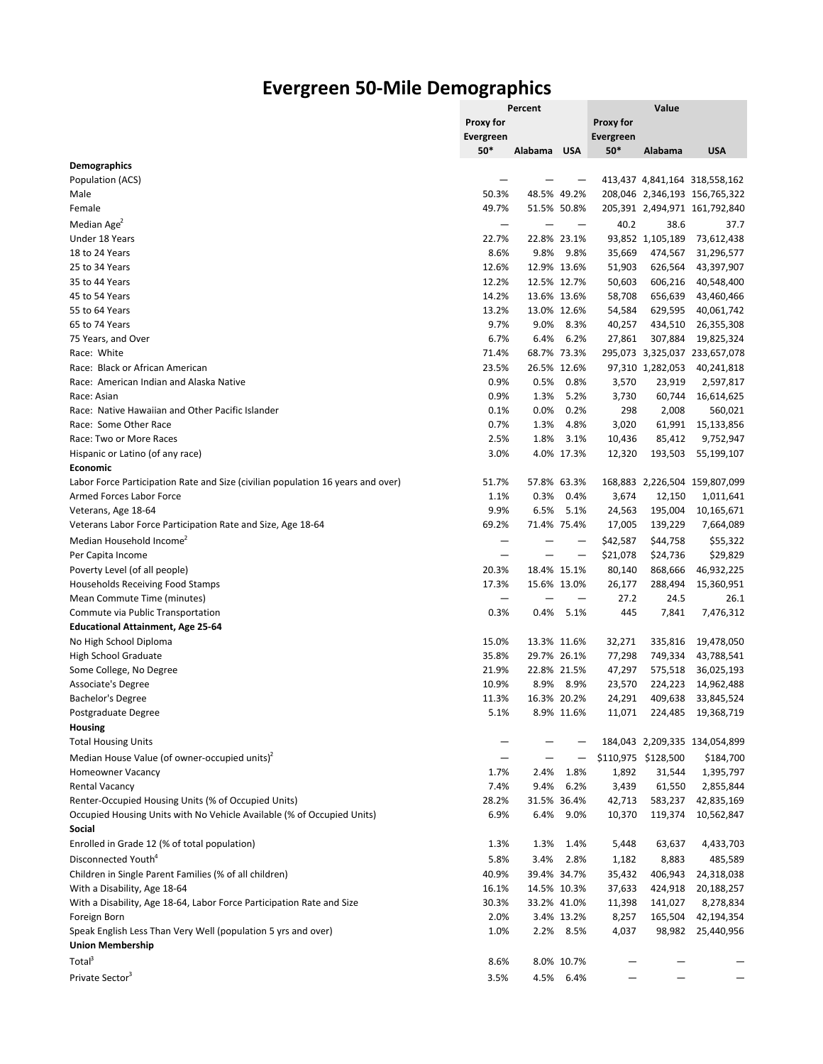# Evergreen 50-Mile Demographics

| | Percent | | | Value | | |
|---|---|---|---|---|---|---|
| | Proxy for Evergreen 50* | Alabama | USA | Proxy for Evergreen 50* | Alabama | USA |
| **Demographics** | | | | | | |
| Population (ACS) | — | — | — | 413,437 | 4,841,164 | 318,558,162 |
| Male | 50.3% | 48.5% | 49.2% | 208,046 | 2,346,193 | 156,765,322 |
| Female | 49.7% | 51.5% | 50.8% | 205,391 | 2,494,971 | 161,792,840 |
| Median Age[2] | — | — | — | 40.2 | 38.6 | 37.7 |
| Under 18 Years | 22.7% | 22.8% | 23.1% | 93,852 | 1,105,189 | 73,612,438 |
| 18 to 24 Years | 8.6% | 9.8% | 9.8% | 35,669 | 474,567 | 31,296,577 |
| 25 to 34 Years | 12.6% | 12.9% | 13.6% | 51,903 | 626,564 | 43,397,907 |
| 35 to 44 Years | 12.2% | 12.5% | 12.7% | 50,603 | 606,216 | 40,548,400 |
| 45 to 54 Years | 14.2% | 13.6% | 13.6% | 58,708 | 656,639 | 43,460,466 |
| 55 to 64 Years | 13.2% | 13.0% | 12.6% | 54,584 | 629,595 | 40,061,742 |
| 65 to 74 Years | 9.7% | 9.0% | 8.3% | 40,257 | 434,510 | 26,355,308 |
| 75 Years, and Over | 6.7% | 6.4% | 6.2% | 27,861 | 307,884 | 19,825,324 |
| Race: White | 71.4% | 68.7% | 73.3% | 295,073 | 3,325,037 | 233,657,078 |
| Race: Black or African American | 23.5% | 26.5% | 12.6% | 97,310 | 1,282,053 | 40,241,818 |
| Race: American Indian and Alaska Native | 0.9% | 0.5% | 0.8% | 3,570 | 23,919 | 2,597,817 |
| Race: Asian | 0.9% | 1.3% | 5.2% | 3,730 | 60,744 | 16,614,625 |
| Race: Native Hawaiian and Other Pacific Islander | 0.1% | 0.0% | 0.2% | 298 | 2,008 | 560,021 |
| Race: Some Other Race | 0.7% | 1.3% | 4.8% | 3,020 | 61,991 | 15,133,856 |
| Race: Two or More Races | 2.5% | 1.8% | 3.1% | 10,436 | 85,412 | 9,752,947 |
| Hispanic or Latino (of any race) | 3.0% | 4.0% | 17.3% | 12,320 | 193,503 | 55,199,107 |
| **Economic** | | | | | | |
| Labor Force Participation Rate and Size (civilian population 16 years and over) | 51.7% | 57.8% | 63.3% | 168,883 | 2,226,504 | 159,807,099 |
| Armed Forces Labor Force | 1.1% | 0.3% | 0.4% | 3,674 | 12,150 | 1,011,641 |
| Veterans, Age 18-64 | 9.9% | 6.5% | 5.1% | 24,563 | 195,004 | 10,165,671 |
| Veterans Labor Force Participation Rate and Size, Age 18-64 | 69.2% | 71.4% | 75.4% | 17,005 | 139,229 | 7,664,089 |
| Median Household Income[2] | — | — | — | $42,587 | $44,758 | $55,322 |
| Per Capita Income | — | — | — | $21,078 | $24,736 | $29,829 |
| Poverty Level (of all people) | 20.3% | 18.4% | 15.1% | 80,140 | 868,666 | 46,932,225 |
| Households Receiving Food Stamps | 17.3% | 15.6% | 13.0% | 26,177 | 288,494 | 15,360,951 |
| Mean Commute Time (minutes) | — | — | — | 27.2 | 24.5 | 26.1 |
| Commute via Public Transportation | 0.3% | 0.4% | 5.1% | 445 | 7,841 | 7,476,312 |
| **Educational Attainment, Age 25-64** | | | | | | |
| No High School Diploma | 15.0% | 13.3% | 11.6% | 32,271 | 335,816 | 19,478,050 |
| High School Graduate | 35.8% | 29.7% | 26.1% | 77,298 | 749,334 | 43,788,541 |
| Some College, No Degree | 21.9% | 22.8% | 21.5% | 47,297 | 575,518 | 36,025,193 |
| Associate's Degree | 10.9% | 8.9% | 8.9% | 23,570 | 224,223 | 14,962,488 |
| Bachelor's Degree | 11.3% | 16.3% | 20.2% | 24,291 | 409,638 | 33,845,524 |
| Postgraduate Degree | 5.1% | 8.9% | 11.6% | 11,071 | 224,485 | 19,368,719 |
| **Housing** | | | | | | |
| Total Housing Units | — | — | — | 184,043 | 2,209,335 | 134,054,899 |
| Median House Value (of owner-occupied units)[2] | — | — | — | $110,975 | $128,500 | $184,700 |
| Homeowner Vacancy | 1.7% | 2.4% | 1.8% | 1,892 | 31,544 | 1,395,797 |
| Rental Vacancy | 7.4% | 9.4% | 6.2% | 3,439 | 61,550 | 2,855,844 |
| Renter-Occupied Housing Units (% of Occupied Units) | 28.2% | 31.5% | 36.4% | 42,713 | 583,237 | 42,835,169 |
| Occupied Housing Units with No Vehicle Available (% of Occupied Units) | 6.9% | 6.4% | 9.0% | 10,370 | 119,374 | 10,562,847 |
| **Social** | | | | | | |
| Enrolled in Grade 12 (% of total population) | 1.3% | 1.3% | 1.4% | 5,448 | 63,637 | 4,433,703 |
| Disconnected Youth[4] | 5.8% | 3.4% | 2.8% | 1,182 | 8,883 | 485,589 |
| Children in Single Parent Families (% of all children) | 40.9% | 39.4% | 34.7% | 35,432 | 406,943 | 24,318,038 |
| With a Disability, Age 18-64 | 16.1% | 14.5% | 10.3% | 37,633 | 424,918 | 20,188,257 |
| With a Disability, Age 18-64, Labor Force Participation Rate and Size | 30.3% | 33.2% | 41.0% | 11,398 | 141,027 | 8,278,834 |
| Foreign Born | 2.0% | 3.4% | 13.2% | 8,257 | 165,504 | 42,194,354 |
| Speak English Less Than Very Well (population 5 yrs and over) | 1.0% | 2.2% | 8.5% | 4,037 | 98,982 | 25,440,956 |
| **Union Membership** | | | | | | |
| Total[3] | 8.6% | 8.0% | 10.7% | — | — | — |
| Private Sector[3] | 3.5% | 4.5% | 6.4% | — | — | — |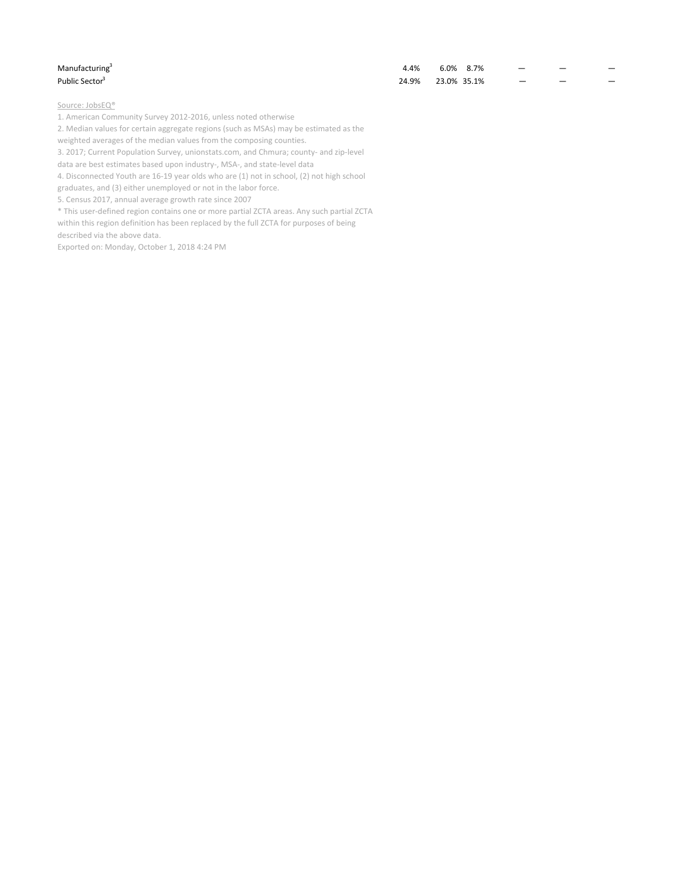| | | | | | | |
|---|---|---|---|---|---|---|
| Manufacturing[3] | 4.4% | 6.0% | 8.7% | — | — | — |
| Public Sector[3] | 24.9% | 23.0% | 35.1% | — | — | — |

Source: JobsEQ®

1. American Community Survey 2012-2016, unless noted otherwise
2. Median values for certain aggregate regions (such as MSAs) may be estimated as the weighted averages of the median values from the composing counties.
3. 2017; Current Population Survey, unionstats.com, and Chmura; county- and zip-level data are best estimates based upon industry-, MSA-, and state-level data
4. Disconnected Youth are 16-19 year olds who are (1) not in school, (2) not high school graduates, and (3) either unemployed or not in the labor force.
5. Census 2017, annual average growth rate since 2007

* This user-defined region contains one or more partial ZCTA areas. Any such partial ZCTA within this region definition has been replaced by the full ZCTA for purposes of being described via the above data.

Exported on: Monday, October 1, 2018 4:24 PM